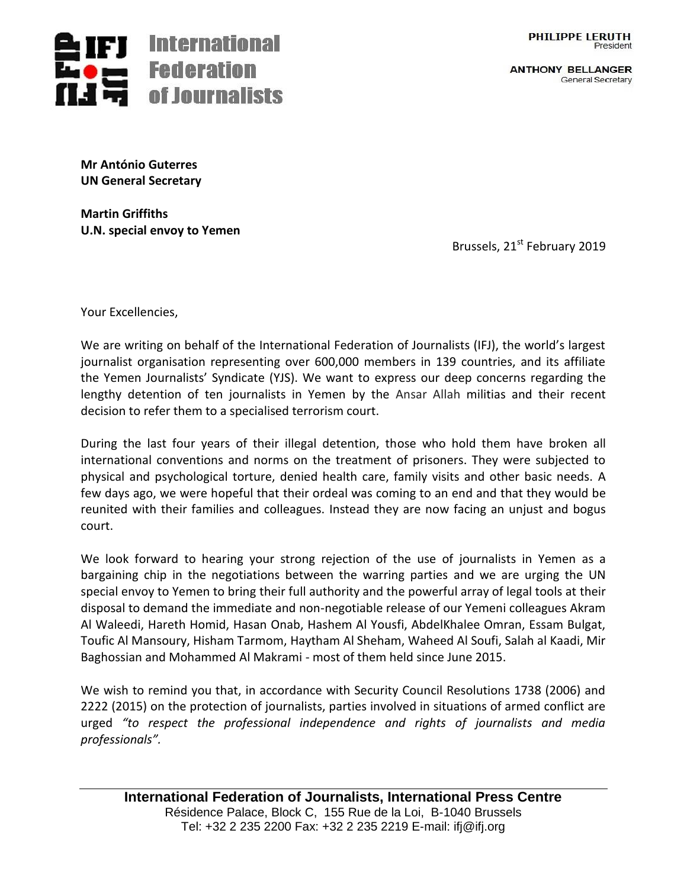**IFJ International Federation of Journalists**

**PHILIPPE LERUTH**
President

**ANTHONY BELLANGER**
General Secretary

**Mr António Guterres**
**UN General Secretary**

**Martin Griffiths**
**U.N. special envoy to Yemen**

Brussels, 21st February 2019

Your Excellencies,

We are writing on behalf of the International Federation of Journalists (IFJ), the world's largest journalist organisation representing over 600,000 members in 139 countries, and its affiliate the Yemen Journalists' Syndicate (YJS). We want to express our deep concerns regarding the lengthy detention of ten journalists in Yemen by the Ansar Allah militias and their recent decision to refer them to a specialised terrorism court.

During the last four years of their illegal detention, those who hold them have broken all international conventions and norms on the treatment of prisoners. They were subjected to physical and psychological torture, denied health care, family visits and other basic needs. A few days ago, we were hopeful that their ordeal was coming to an end and that they would be reunited with their families and colleagues. Instead they are now facing an unjust and bogus court.

We look forward to hearing your strong rejection of the use of journalists in Yemen as a bargaining chip in the negotiations between the warring parties and we are urging the UN special envoy to Yemen to bring their full authority and the powerful array of legal tools at their disposal to demand the immediate and non-negotiable release of our Yemeni colleagues Akram Al Waleedi, Hareth Homid, Hasan Onab, Hashem Al Yousfi, AbdelKhalee Omran, Essam Bulgat, Toufic Al Mansoury, Hisham Tarmom, Haytham Al Sheham, Waheed Al Soufi, Salah al Kaadi, Mir Baghossian and Mohammed Al Makrami - most of them held since June 2015.

We wish to remind you that, in accordance with Security Council Resolutions 1738 (2006) and 2222 (2015) on the protection of journalists, parties involved in situations of armed conflict are urged *"to respect the professional independence and rights of journalists and media professionals".*

**International Federation of Journalists, International Press Centre**
Résidence Palace, Block C, 155 Rue de la Loi, B-1040 Brussels
Tel: +32 2 235 2200 Fax: +32 2 235 2219 E-mail: ifj@ifj.org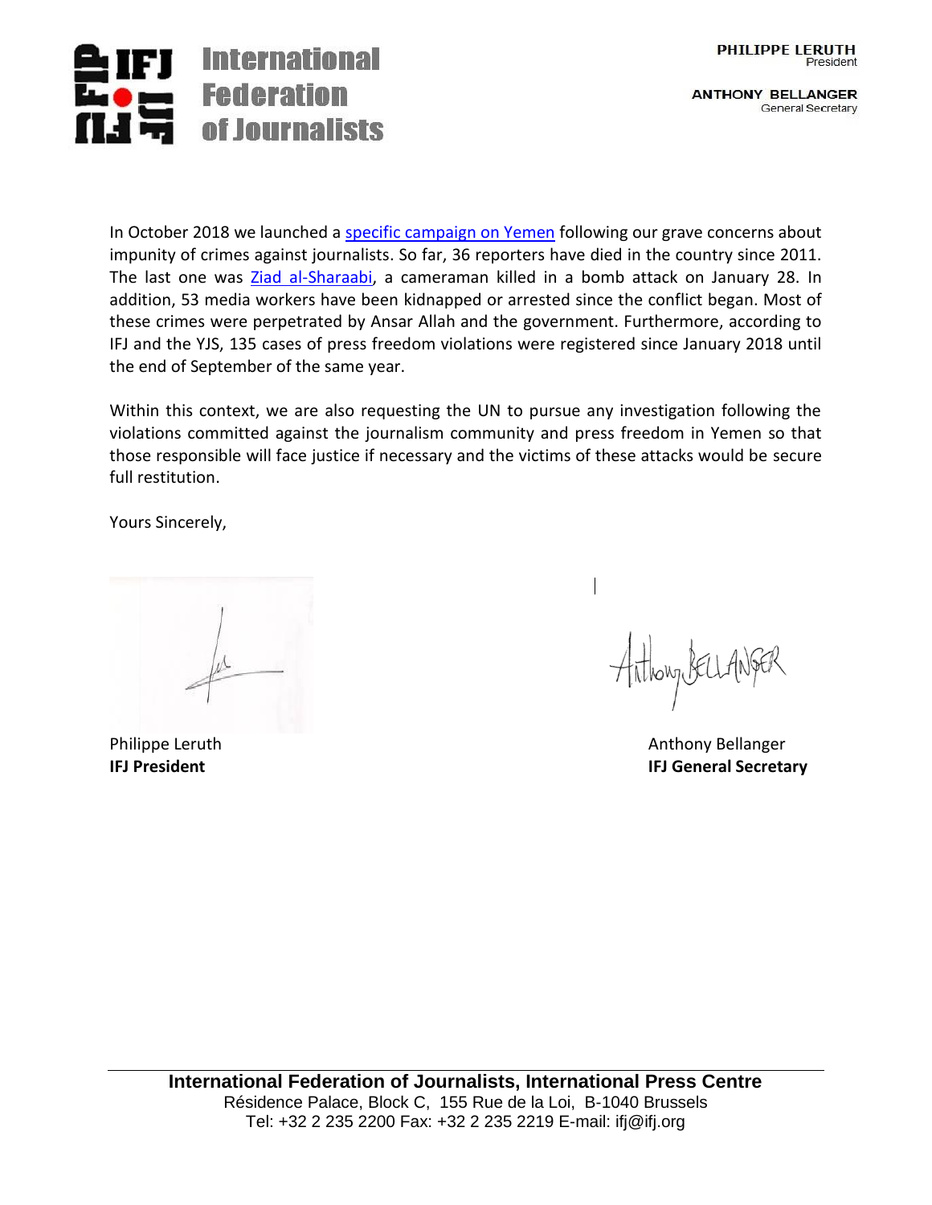In October 2018 we launched a specific campaign on Yemen following our grave concerns about impunity of crimes against journalists. So far, 36 reporters have died in the country since 2011. The last one was Ziad al-Sharaabi, a cameraman killed in a bomb attack on January 28. In addition, 53 media workers have been kidnapped or arrested since the conflict began. Most of these crimes were perpetrated by Ansar Allah and the government. Furthermore, according to IFJ and the YJS, 135 cases of press freedom violations were registered since January 2018 until the end of September of the same year.

Within this context, we are also requesting the UN to pursue any investigation following the violations committed against the journalism community and press freedom in Yemen so that those responsible will face justice if necessary and the victims of these attacks would be secure full restitution.

Yours Sincerely,

Philippe Leruth
**IFJ President**

Anthony Bellanger
**IFJ General Secretary**